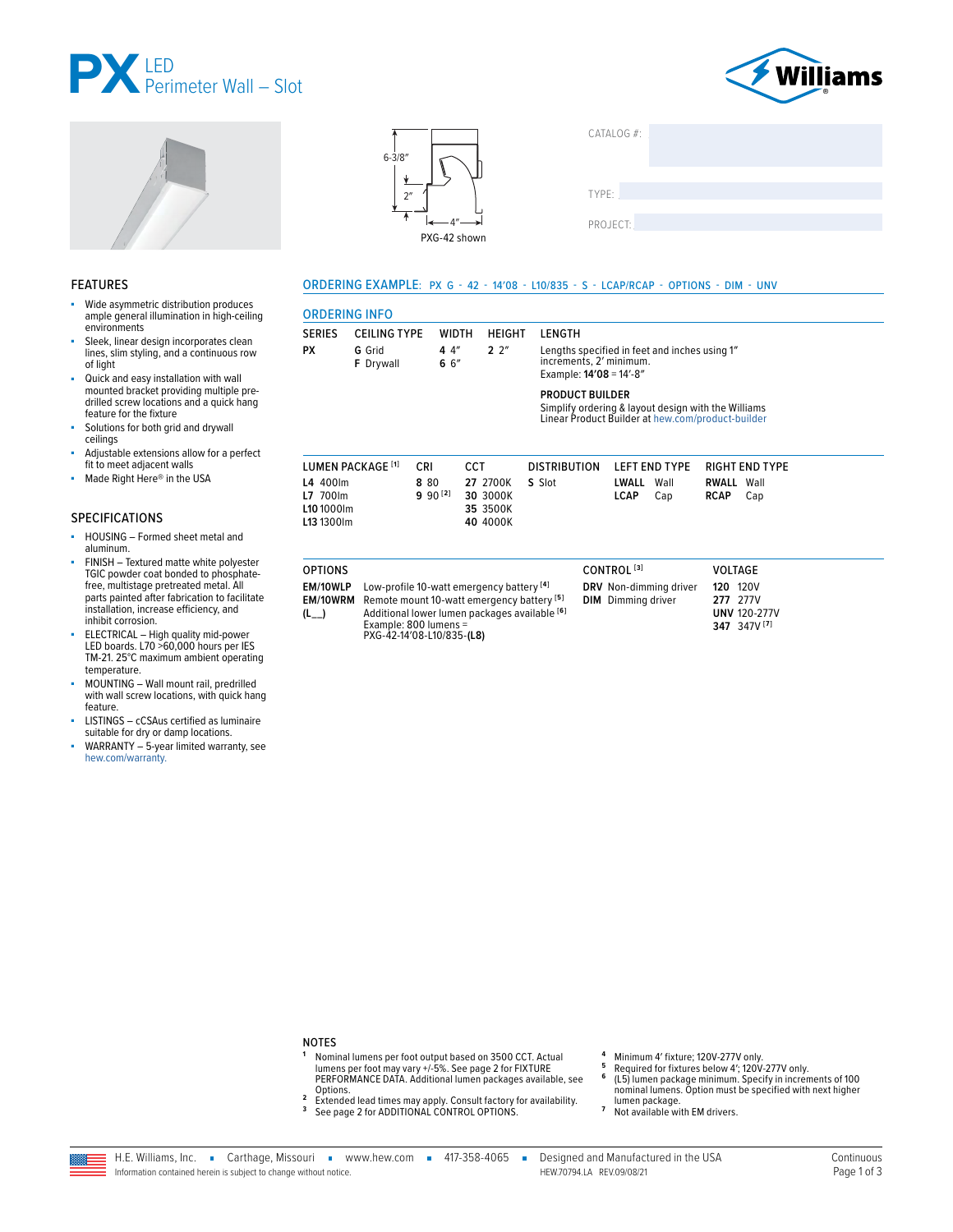# PX LED Perimeter Wall – Slot

Williams

6-3/8″
2″
4″
PXG-42 shown

CATALOG #:

TYPE:

PROJECT:

## FEATURES

- Wide asymmetric distribution produces ample general illumination in high-ceiling environments
- Sleek, linear design incorporates clean lines, slim styling, and a continuous row of light
- Quick and easy installation with wall mounted bracket providing multiple pre-drilled screw locations and a quick hang feature for the fixture
- Solutions for both grid and drywall ceilings
- Adjustable extensions allow for a perfect fit to meet adjacent walls
- Made Right Here® in the USA

## SPECIFICATIONS

- HOUSING – Formed sheet metal and aluminum.
- FINISH – Textured matte white polyester TGIC powder coat bonded to phosphate-free, multistage pretreated metal. All parts painted after fabrication to facilitate installation, increase efficiency, and inhibit corrosion.
- ELECTRICAL – High quality mid-power LED boards. L70 >60,000 hours per IES TM-21. 25°C maximum ambient operating temperature.
- MOUNTING – Wall mount rail, predrilled with wall screw locations, with quick hang feature.
- LISTINGS – cCSAus certified as luminaire suitable for dry or damp locations.
- WARRANTY – 5-year limited warranty, see hew.com/warranty.

## ORDERING EXAMPLE: PX G - 42 - 14′08 - L10/835 - S - LCAP/RCAP - OPTIONS - DIM - UNV

## ORDERING INFO

| SERIES | CEILING TYPE | WIDTH | HEIGHT | LENGTH |
|---|---|---|---|---|
| **PX** | **G** Grid<br>**F** Drywall | **4** 4″<br>**6** 6″ | **2** 2″ | Lengths specified in feet and inches using 1″ increments, 2′ minimum.<br>Example: **14′08** = 14′-8″<br><br>**PRODUCT BUILDER**<br>Simplify ordering & layout design with the Williams Linear Product Builder at hew.com/product-builder |

| LUMEN PACKAGE [1] | CRI | CCT | DISTRIBUTION | LEFT END TYPE | RIGHT END TYPE |
|---|---|---|---|---|---|
| **L4** 400lm<br>**L7** 700lm<br>**L10** 1000lm<br>**L13** 1300lm | **8** 80<br>**9** 90 [2] | **27** 2700K<br>**30** 3000K<br>**35** 3500K<br>**40** 4000K | **S** Slot | **LWALL** Wall<br>**LCAP** Cap | **RWALL** Wall<br>**RCAP** Cap |

| OPTIONS | | CONTROL [3] | VOLTAGE |
|---|---|---|---|
| **EM/10WLP** | Low-profile 10-watt emergency battery [4] | **DRV** Non-dimming driver | **120** 120V |
| **EM/10WRM** | Remote mount 10-watt emergency battery [5] | **DIM** Dimming driver | **277** 277V |
| **(L__)** | Additional lower lumen packages available [6]<br>Example: 800 lumens =<br>PXG-42-14′08-L10/835-**(L8)** | | **UNV** 120-277V |
| | | | **347** 347V [7] |

## NOTES

1. Nominal lumens per foot output based on 3500 CCT. Actual lumens per foot may vary +/-5%. See page 2 for FIXTURE PERFORMANCE DATA. Additional lumen packages available, see Options.
2. Extended lead times may apply. Consult factory for availability.
3. See page 2 for ADDITIONAL CONTROL OPTIONS.
4. Minimum 4′ fixture; 120V-277V only.
5. Required for fixtures below 4′; 120V-277V only.
6. (L5) lumen package minimum. Specify in increments of 100 nominal lumens. Option must be specified with next higher lumen package.
7. Not available with EM drivers.

H.E. Williams, Inc. ▪ Carthage, Missouri ▪ www.hew.com ▪ 417-358-4065 ▪ Designed and Manufactured in the USA
Information contained herein is subject to change without notice. HEW.70794.LA REV.09/08/21 Continuous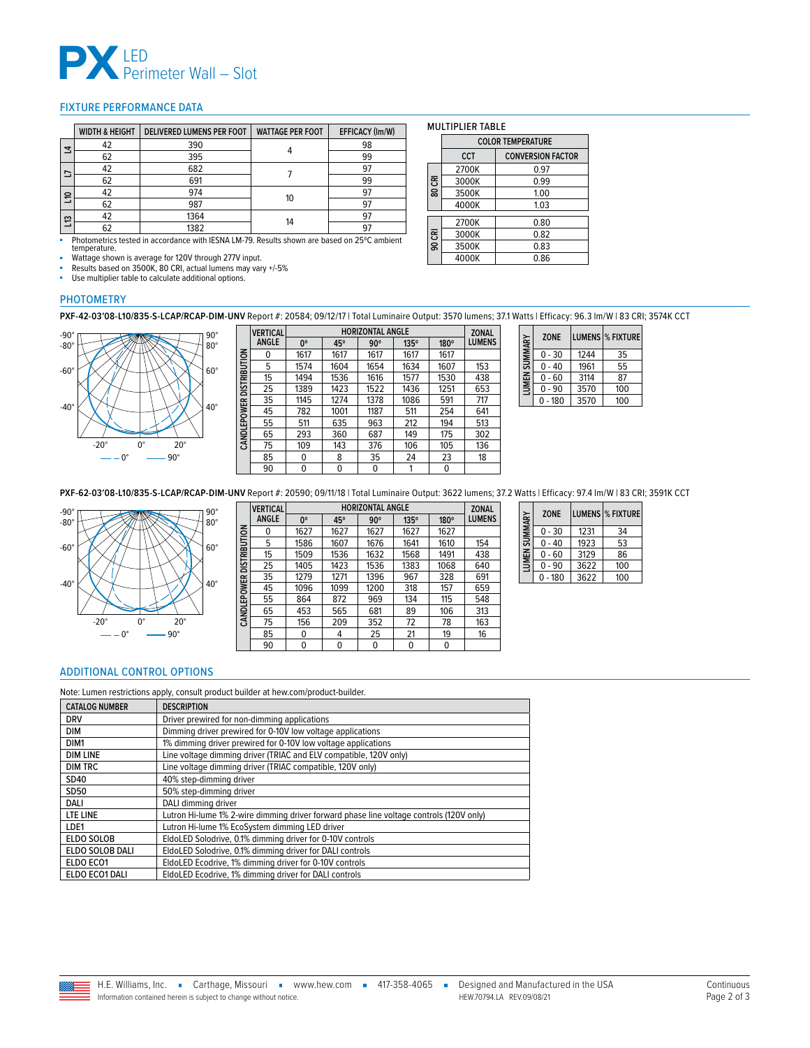# PX LED Perimeter Wall – Slot

## FIXTURE PERFORMANCE DATA

| | WIDTH & HEIGHT | DELIVERED LUMENS PER FOOT | WATTAGE PER FOOT | EFFICACY (lm/W) |
|---|---|---|---|---|
| L4 | 42 | 390 | 4 | 98 |
| | 62 | 395 | | 99 |
| L7 | 42 | 682 | 7 | 97 |
| | 62 | 691 | | 99 |
| L10 | 42 | 974 | 10 | 97 |
| | 62 | 987 | | 97 |
| L13 | 42 | 1364 | 14 | 97 |
| | 62 | 1382 | | 97 |

- Photometrics tested in accordance with IESNA LM-79. Results shown are based on 25ºC ambient temperature.
- Wattage shown is average for 120V through 277V input.
- Results based on 3500K, 80 CRI, actual lumens may vary +/-5%
- Use multiplier table to calculate additional options.

MULTIPLIER TABLE

| | COLOR TEMPERATURE | |
|---|---|---|
| | CCT | CONVERSION FACTOR |
| 80 CRI | 2700K | 0.97 |
| | 3000K | 0.99 |
| | 3500K | 1.00 |
| | 4000K | 1.03 |
| 90 CRI | 2700K | 0.80 |
| | 3000K | 0.82 |
| | 3500K | 0.83 |
| | 4000K | 0.86 |

## PHOTOMETRY

**PXF-42-03'08-L10/835-S-LCAP/RCAP-DIM-UNV** Report #: 20584; 09/12/17 | Total Luminaire Output: 3570 lumens; 37.1 Watts | Efficacy: 96.3 lm/W | 83 CRI; 3574K CCT

CANDLEPOWER DISTRIBUTION

| VERTICAL ANGLE | 0° | 45° | 90° | 135° | 180° | ZONAL LUMENS |
|---|---|---|---|---|---|---|
| 0 | 1617 | 1617 | 1617 | 1617 | 1617 | |
| 5 | 1574 | 1604 | 1654 | 1634 | 1607 | 153 |
| 15 | 1494 | 1536 | 1616 | 1577 | 1530 | 438 |
| 25 | 1389 | 1423 | 1522 | 1436 | 1251 | 653 |
| 35 | 1145 | 1274 | 1378 | 1086 | 591 | 717 |
| 45 | 782 | 1001 | 1187 | 511 | 254 | 641 |
| 55 | 511 | 635 | 963 | 212 | 194 | 513 |
| 65 | 293 | 360 | 687 | 149 | 175 | 302 |
| 75 | 109 | 143 | 376 | 106 | 105 | 136 |
| 85 | 0 | 8 | 35 | 24 | 23 | 18 |
| 90 | 0 | 0 | 0 | 1 | 0 | |

LUMEN SUMMARY

| ZONE | LUMENS | % FIXTURE |
|---|---|---|
| 0 - 30 | 1244 | 35 |
| 0 - 40 | 1961 | 55 |
| 0 - 60 | 3114 | 87 |
| 0 - 90 | 3570 | 100 |
| 0 - 180 | 3570 | 100 |

**PXF-62-03'08-L10/835-S-LCAP/RCAP-DIM-UNV** Report #: 20590; 09/11/18 | Total Luminaire Output: 3622 lumens; 37.2 Watts | Efficacy: 97.4 lm/W | 83 CRI; 3591K CCT

CANDLEPOWER DISTRIBUTION

| VERTICAL ANGLE | 0° | 45° | 90° | 135° | 180° | ZONAL LUMENS |
|---|---|---|---|---|---|---|
| 0 | 1627 | 1627 | 1627 | 1627 | 1627 | |
| 5 | 1586 | 1607 | 1676 | 1641 | 1610 | 154 |
| 15 | 1509 | 1536 | 1632 | 1568 | 1491 | 438 |
| 25 | 1405 | 1423 | 1536 | 1383 | 1068 | 640 |
| 35 | 1279 | 1271 | 1396 | 967 | 328 | 691 |
| 45 | 1096 | 1099 | 1200 | 318 | 157 | 659 |
| 55 | 864 | 872 | 969 | 134 | 115 | 548 |
| 65 | 453 | 565 | 681 | 89 | 106 | 313 |
| 75 | 156 | 209 | 352 | 72 | 78 | 163 |
| 85 | 0 | 4 | 25 | 21 | 19 | 16 |
| 90 | 0 | 0 | 0 | 0 | 0 | |

LUMEN SUMMARY

| ZONE | LUMENS | % FIXTURE |
|---|---|---|
| 0 - 30 | 1231 | 34 |
| 0 - 40 | 1923 | 53 |
| 0 - 60 | 3129 | 86 |
| 0 - 90 | 3622 | 100 |
| 0 - 180 | 3622 | 100 |

## ADDITIONAL CONTROL OPTIONS

Note: Lumen restrictions apply, consult product builder at hew.com/product-builder.

| CATALOG NUMBER | DESCRIPTION |
|---|---|
| DRV | Driver prewired for non-dimming applications |
| DIM | Dimming driver prewired for 0-10V low voltage applications |
| DIM1 | 1% dimming driver prewired for 0-10V low voltage applications |
| DIM LINE | Line voltage dimming driver (TRIAC and ELV compatible, 120V only) |
| DIM TRC | Line voltage dimming driver (TRIAC compatible, 120V only) |
| SD40 | 40% step-dimming driver |
| SD50 | 50% step-dimming driver |
| DALI | DALI dimming driver |
| LTE LINE | Lutron Hi-lume 1% 2-wire dimming driver forward phase line voltage controls (120V only) |
| LDE1 | Lutron Hi-lume 1% EcoSystem dimming LED driver |
| ELDO SOLOB | EldoLED Solodrive, 0.1% dimming driver for 0-10V controls |
| ELDO SOLOB DALI | EldoLED Solodrive, 0.1% dimming driver for DALI controls |
| ELDO ECO1 | EldoLED Ecodrive, 1% dimming driver for 0-10V controls |
| ELDO ECO1 DALI | EldoLED Ecodrive, 1% dimming driver for DALI controls |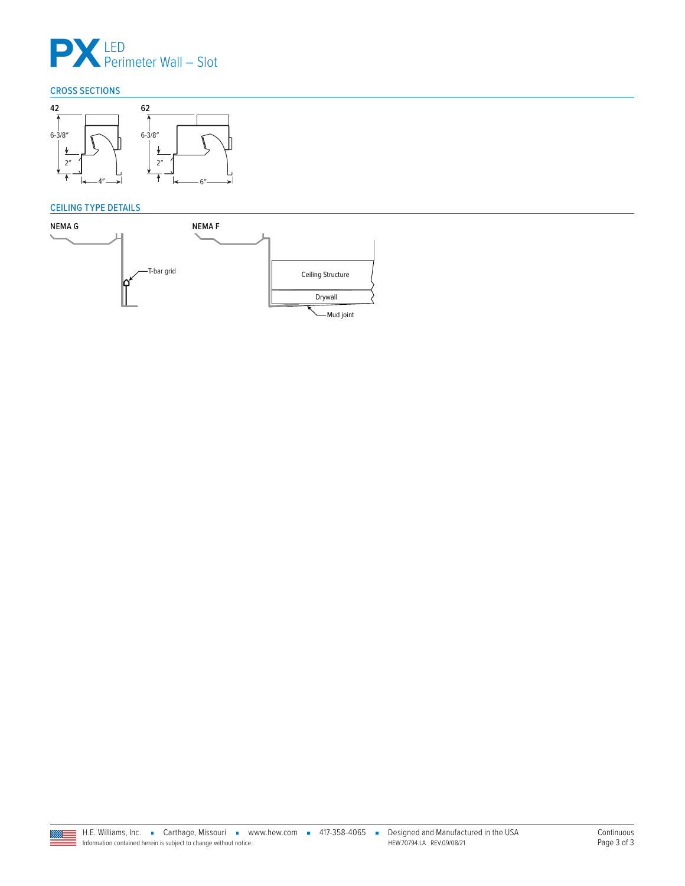# PX LED Perimeter Wall – Slot

## CROSS SECTIONS

42

6-3/8″

2″

4″

62

6-3/8″

2″

6″

## CEILING TYPE DETAILS

NEMA G

T-bar grid

NEMA F

Ceiling Structure

Drywall

Mud joint

H.E. Williams, Inc. ▪ Carthage, Missouri ▪ www.hew.com ▪ 417-358-4065 ▪ Designed and Manufactured in the USA

Information contained herein is subject to change without notice.

HEW.70794.LA REV.09/08/21

Continuous